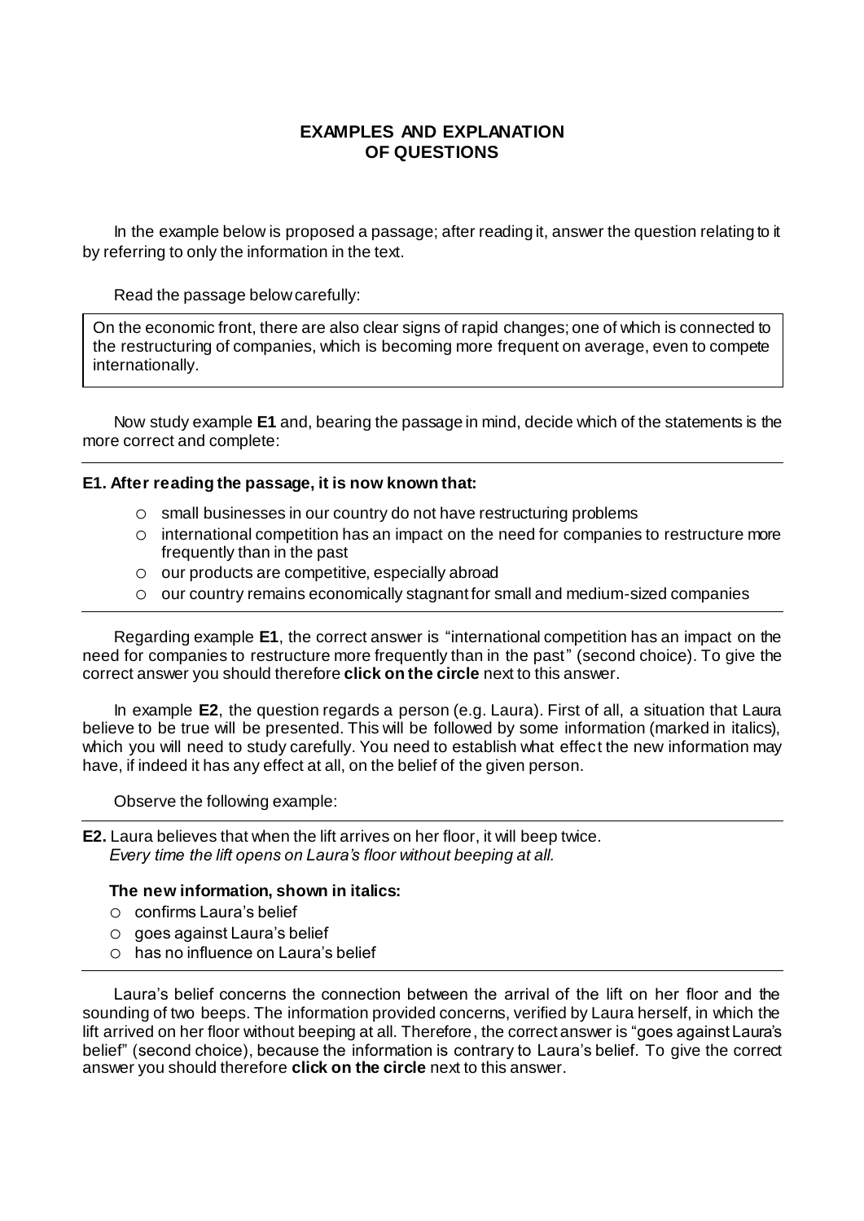# EXAMPLES AND EXPLANATION OF QUESTIONS

In the example below is proposed a passage; after reading it, answer the question relating to it by referring to only the information in the text.

Read the passage below carefully:

> On the economic front, there are also clear signs of rapid changes; one of which is connected to the restructuring of companies, which is becoming more frequent on average, even to compete internationally.

Now study example **E1** and, bearing the passage in mind, decide which of the statements is the more correct and complete:

---

**E1. After reading the passage, it is now known that:**

- ○ small businesses in our country do not have restructuring problems
- ○ international competition has an impact on the need for companies to restructure more frequently than in the past
- ○ our products are competitive, especially abroad
- ○ our country remains economically stagnant for small and medium-sized companies

---

Regarding example **E1**, the correct answer is "international competition has an impact on the need for companies to restructure more frequently than in the past" (second choice). To give the correct answer you should therefore **click on the circle** next to this answer.

In example **E2**, the question regards a person (e.g. Laura). First of all, a situation that Laura believe to be true will be presented. This will be followed by some information (marked in italics), which you will need to study carefully. You need to establish what effect the new information may have, if indeed it has any effect at all, on the belief of the given person.

Observe the following example:

---

**E2.** Laura believes that when the lift arrives on her floor, it will beep twice.
*Every time the lift opens on Laura's floor without beeping at all.*

**The new information, shown in italics:**

- ○ confirms Laura's belief
- ○ goes against Laura's belief
- ○ has no influence on Laura's belief

---

Laura's belief concerns the connection between the arrival of the lift on her floor and the sounding of two beeps. The information provided concerns, verified by Laura herself, in which the lift arrived on her floor without beeping at all. Therefore, the correct answer is "goes against Laura's belief" (second choice), because the information is contrary to Laura's belief. To give the correct answer you should therefore **click on the circle** next to this answer.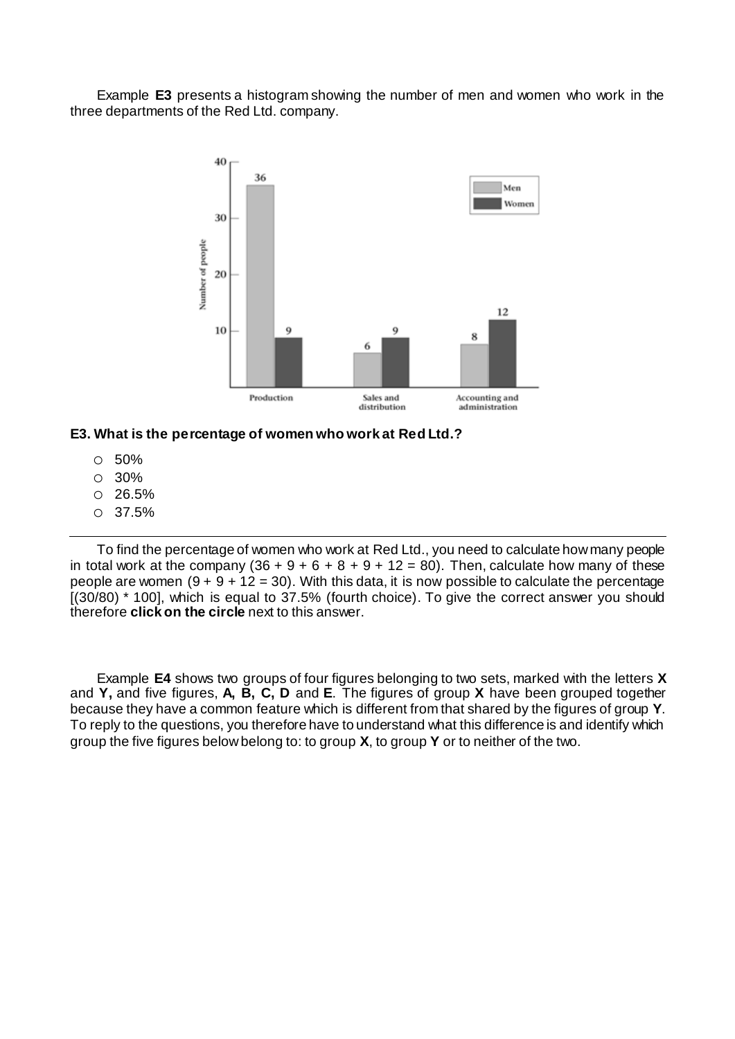Example **E3** presents a histogram showing the number of men and women who work in the three departments of the Red Ltd. company.

**E3. What is the percentage of women who work at Red Ltd.?**

- ○ 50%
- ○ 30%
- ○ 26.5%
- ○ 37.5%

---

To find the percentage of women who work at Red Ltd., you need to calculate how many people in total work at the company (36 + 9 + 6 + 8 + 9 + 12 = 80). Then, calculate how many of these people are women (9 + 9 + 12 = 30). With this data, it is now possible to calculate the percentage [(30/80) * 100], which is equal to 37.5% (fourth choice). To give the correct answer you should therefore **click on the circle** next to this answer.

Example **E4** shows two groups of four figures belonging to two sets, marked with the letters **X** and **Y,** and five figures, **A, B, C, D** and **E**. The figures of group **X** have been grouped together because they have a common feature which is different from that shared by the figures of group **Y**. To reply to the questions, you therefore have to understand what this difference is and identify which group the five figures below belong to: to group **X**, to group **Y** or to neither of the two.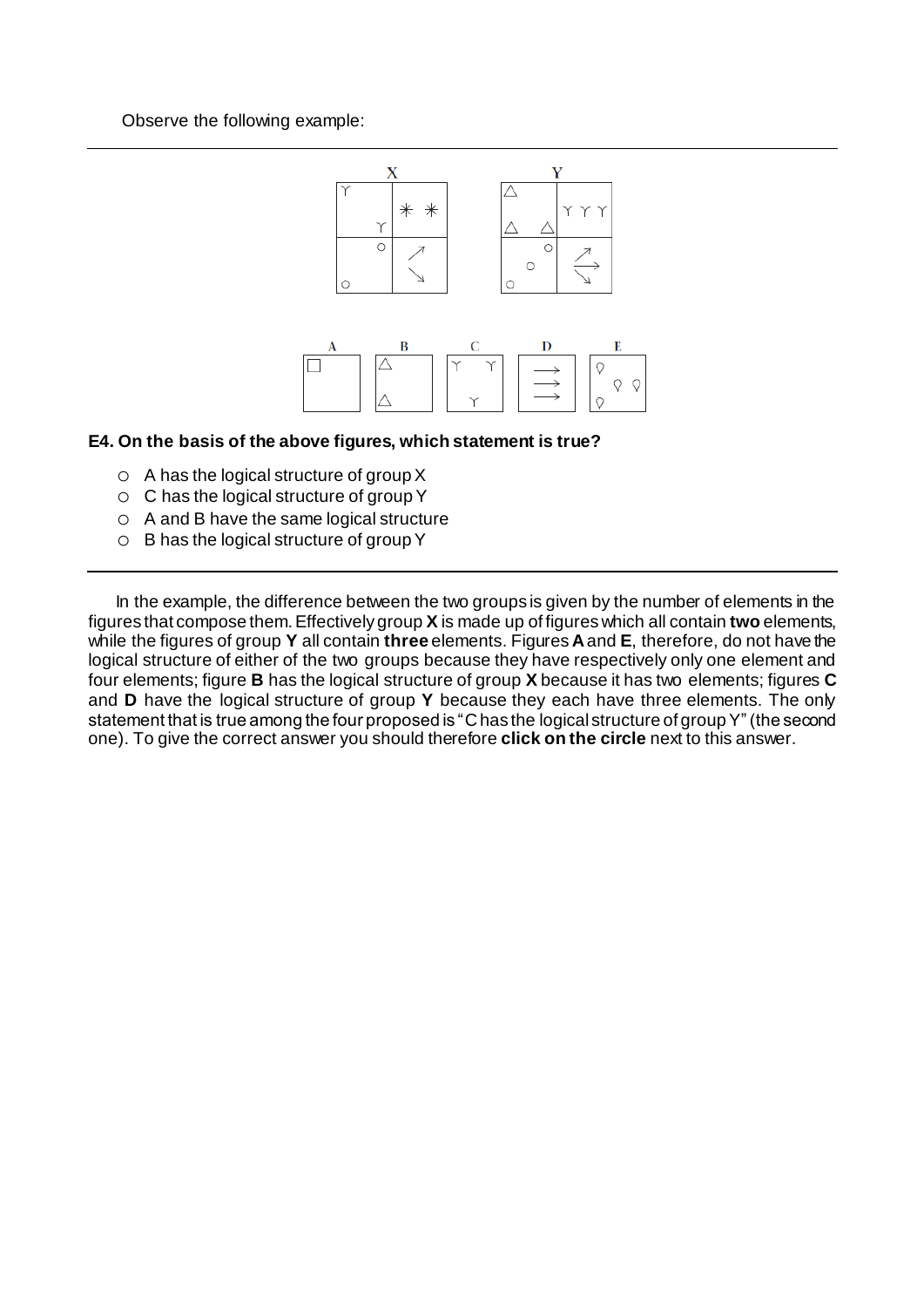Observe the following example:

X

Y

A B C D E

**E4. On the basis of the above figures, which statement is true?**

- ○ A has the logical structure of group X
- ○ C has the logical structure of group Y
- ○ A and B have the same logical structure
- ○ B has the logical structure of group Y

In the example, the difference between the two groups is given by the number of elements in the figures that compose them. Effectively group **X** is made up of figures which all contain **two** elements, while the figures of group **Y** all contain **three** elements. Figures **A** and **E**, therefore, do not have the logical structure of either of the two groups because they have respectively only one element and four elements; figure **B** has the logical structure of group **X** because it has two elements; figures **C** and **D** have the logical structure of group **Y** because they each have three elements. The only statement that is true among the four proposed is "C has the logical structure of group Y" (the second one). To give the correct answer you should therefore **click on the circle** next to this answer.